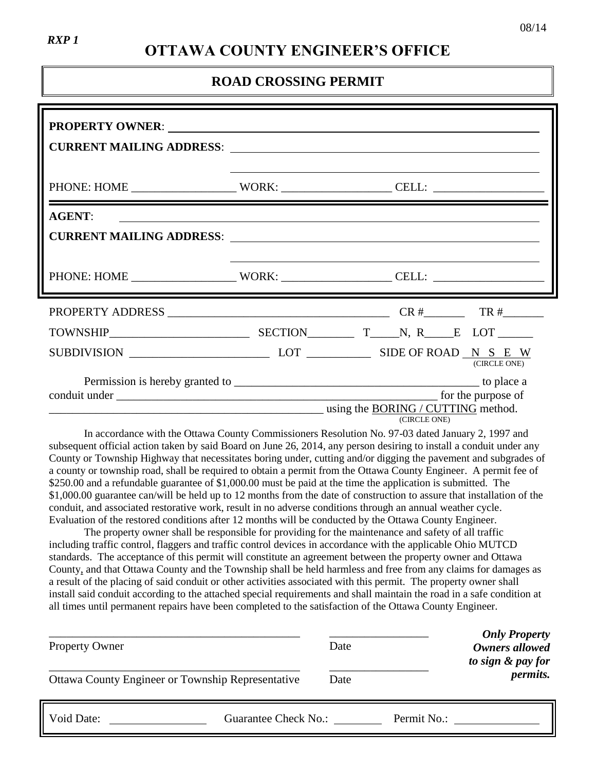*RXP 1*

08/14

# OTTAWA COUNTY ENGINEER'S OFFICE

## ROAD CROSSING PERMIT

**PROPERTY OWNER**: ______________________________________________

**CURRENT MAILING ADDRESS**: ______________________________________________

______________________________________________

PHONE: HOME _________________ WORK: _________________ CELL: _________________

**AGENT**: ______________________________________________

**CURRENT MAILING ADDRESS**: ______________________________________________

______________________________________________

PHONE: HOME _________________ WORK: _________________ CELL: _________________

PROPERTY ADDRESS ____________________________________ CR #_______ TR #_______

TOWNSHIP______________________ SECTION________ T_____N, R_____E LOT ______

SUBDIVISION _______________________ LOT __________ SIDE OF ROAD N S E W (CIRCLE ONE)

Permission is hereby granted to _________________________________________ to place a conduit under _______________________________________________ for the purpose of _______________________________________________ using the BORING / CUTTING method. (CIRCLE ONE)

In accordance with the Ottawa County Commissioners Resolution No. 97-03 dated January 2, 1997 and subsequent official action taken by said Board on June 26, 2014, any person desiring to install a conduit under any County or Township Highway that necessitates boring under, cutting and/or digging the pavement and subgrades of a county or township road, shall be required to obtain a permit from the Ottawa County Engineer. A permit fee of $250.00 and a refundable guarantee of $1,000.00 must be paid at the time the application is submitted. The $1,000.00 guarantee can/will be held up to 12 months from the date of construction to assure that installation of the conduit, and associated restorative work, result in no adverse conditions through an annual weather cycle. Evaluation of the restored conditions after 12 months will be conducted by the Ottawa County Engineer.

The property owner shall be responsible for providing for the maintenance and safety of all traffic including traffic control, flaggers and traffic control devices in accordance with the applicable Ohio MUTCD standards. The acceptance of this permit will constitute an agreement between the property owner and Ottawa County, and that Ottawa County and the Township shall be held harmless and free from any claims for damages as a result of the placing of said conduit or other activities associated with this permit. The property owner shall install said conduit according to the attached special requirements and shall maintain the road in a safe condition at all times until permanent repairs have been completed to the satisfaction of the Ottawa County Engineer.

____________________________________________ _________________

Property Owner Date

____________________________________________ _________________

Ottawa County Engineer or Township Representative Date

***Only Property Owners allowed to sign & pay for permits.***

Void Date: _______________ Guarantee Check No.: ________ Permit No.: _______________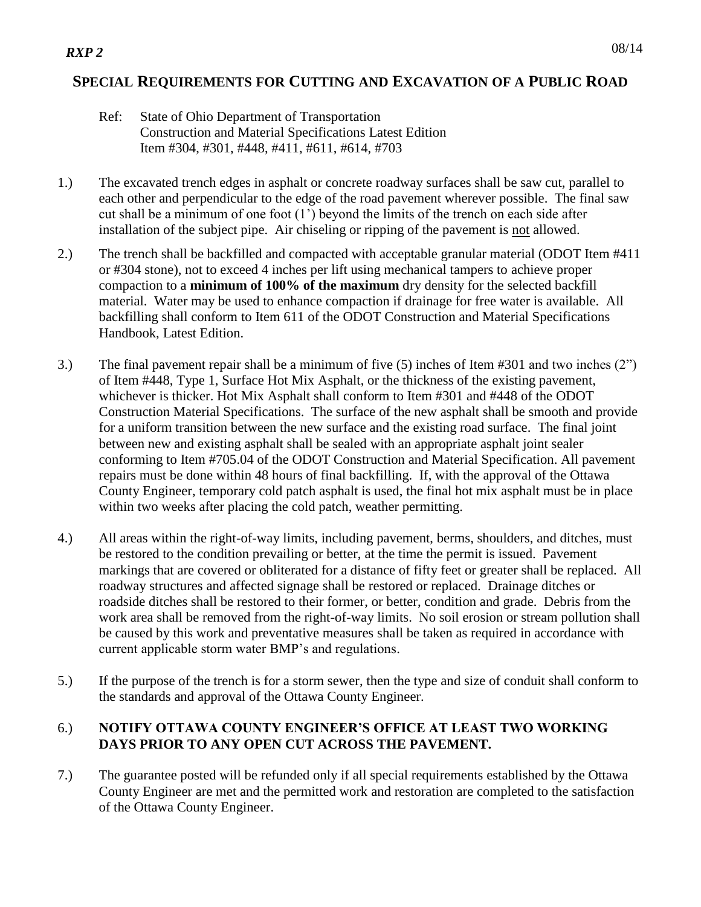*RXP 2*

08/14

## SPECIAL REQUIREMENTS FOR CUTTING AND EXCAVATION OF A PUBLIC ROAD

Ref: State of Ohio Department of Transportation
Construction and Material Specifications Latest Edition
Item #304, #301, #448, #411, #611, #614, #703

1.) The excavated trench edges in asphalt or concrete roadway surfaces shall be saw cut, parallel to each other and perpendicular to the edge of the road pavement wherever possible. The final saw cut shall be a minimum of one foot (1') beyond the limits of the trench on each side after installation of the subject pipe. Air chiseling or ripping of the pavement is <u>not</u> allowed.

2.) The trench shall be backfilled and compacted with acceptable granular material (ODOT Item #411 or #304 stone), not to exceed 4 inches per lift using mechanical tampers to achieve proper compaction to a **minimum of 100% of the maximum** dry density for the selected backfill material. Water may be used to enhance compaction if drainage for free water is available. All backfilling shall conform to Item 611 of the ODOT Construction and Material Specifications Handbook, Latest Edition.

3.) The final pavement repair shall be a minimum of five (5) inches of Item #301 and two inches (2") of Item #448, Type 1, Surface Hot Mix Asphalt, or the thickness of the existing pavement, whichever is thicker. Hot Mix Asphalt shall conform to Item #301 and #448 of the ODOT Construction Material Specifications. The surface of the new asphalt shall be smooth and provide for a uniform transition between the new surface and the existing road surface. The final joint between new and existing asphalt shall be sealed with an appropriate asphalt joint sealer conforming to Item #705.04 of the ODOT Construction and Material Specification. All pavement repairs must be done within 48 hours of final backfilling. If, with the approval of the Ottawa County Engineer, temporary cold patch asphalt is used, the final hot mix asphalt must be in place within two weeks after placing the cold patch, weather permitting.

4.) All areas within the right-of-way limits, including pavement, berms, shoulders, and ditches, must be restored to the condition prevailing or better, at the time the permit is issued. Pavement markings that are covered or obliterated for a distance of fifty feet or greater shall be replaced. All roadway structures and affected signage shall be restored or replaced. Drainage ditches or roadside ditches shall be restored to their former, or better, condition and grade. Debris from the work area shall be removed from the right-of-way limits. No soil erosion or stream pollution shall be caused by this work and preventative measures shall be taken as required in accordance with current applicable storm water BMP's and regulations.

5.) If the purpose of the trench is for a storm sewer, then the type and size of conduit shall conform to the standards and approval of the Ottawa County Engineer.

6.) **NOTIFY OTTAWA COUNTY ENGINEER'S OFFICE AT LEAST TWO WORKING DAYS PRIOR TO ANY OPEN CUT ACROSS THE PAVEMENT.**

7.) The guarantee posted will be refunded only if all special requirements established by the Ottawa County Engineer are met and the permitted work and restoration are completed to the satisfaction of the Ottawa County Engineer.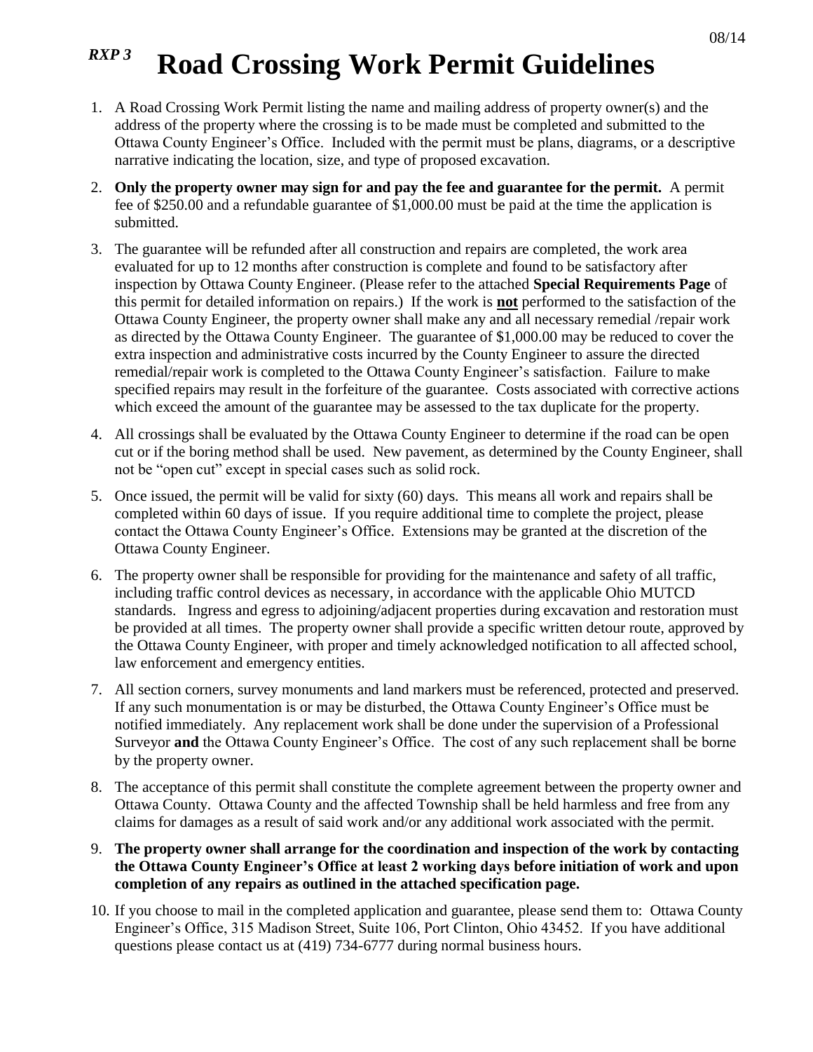08/14

*RXP 3*

# Road Crossing Work Permit Guidelines

1. A Road Crossing Work Permit listing the name and mailing address of property owner(s) and the address of the property where the crossing is to be made must be completed and submitted to the Ottawa County Engineer's Office. Included with the permit must be plans, diagrams, or a descriptive narrative indicating the location, size, and type of proposed excavation.

2. **Only the property owner may sign for and pay the fee and guarantee for the permit.** A permit fee of $250.00 and a refundable guarantee of $1,000.00 must be paid at the time the application is submitted.

3. The guarantee will be refunded after all construction and repairs are completed, the work area evaluated for up to 12 months after construction is complete and found to be satisfactory after inspection by Ottawa County Engineer. (Please refer to the attached **Special Requirements Page** of this permit for detailed information on repairs.) If the work is **not** performed to the satisfaction of the Ottawa County Engineer, the property owner shall make any and all necessary remedial /repair work as directed by the Ottawa County Engineer. The guarantee of $1,000.00 may be reduced to cover the extra inspection and administrative costs incurred by the County Engineer to assure the directed remedial/repair work is completed to the Ottawa County Engineer's satisfaction. Failure to make specified repairs may result in the forfeiture of the guarantee. Costs associated with corrective actions which exceed the amount of the guarantee may be assessed to the tax duplicate for the property.

4. All crossings shall be evaluated by the Ottawa County Engineer to determine if the road can be open cut or if the boring method shall be used. New pavement, as determined by the County Engineer, shall not be "open cut" except in special cases such as solid rock.

5. Once issued, the permit will be valid for sixty (60) days. This means all work and repairs shall be completed within 60 days of issue. If you require additional time to complete the project, please contact the Ottawa County Engineer's Office. Extensions may be granted at the discretion of the Ottawa County Engineer.

6. The property owner shall be responsible for providing for the maintenance and safety of all traffic, including traffic control devices as necessary, in accordance with the applicable Ohio MUTCD standards. Ingress and egress to adjoining/adjacent properties during excavation and restoration must be provided at all times. The property owner shall provide a specific written detour route, approved by the Ottawa County Engineer, with proper and timely acknowledged notification to all affected school, law enforcement and emergency entities.

7. All section corners, survey monuments and land markers must be referenced, protected and preserved. If any such monumentation is or may be disturbed, the Ottawa County Engineer's Office must be notified immediately. Any replacement work shall be done under the supervision of a Professional Surveyor **and** the Ottawa County Engineer's Office. The cost of any such replacement shall be borne by the property owner.

8. The acceptance of this permit shall constitute the complete agreement between the property owner and Ottawa County. Ottawa County and the affected Township shall be held harmless and free from any claims for damages as a result of said work and/or any additional work associated with the permit.

9. **The property owner shall arrange for the coordination and inspection of the work by contacting the Ottawa County Engineer's Office at least 2 working days before initiation of work and upon completion of any repairs as outlined in the attached specification page.**

10. If you choose to mail in the completed application and guarantee, please send them to: Ottawa County Engineer's Office, 315 Madison Street, Suite 106, Port Clinton, Ohio 43452. If you have additional questions please contact us at (419) 734-6777 during normal business hours.